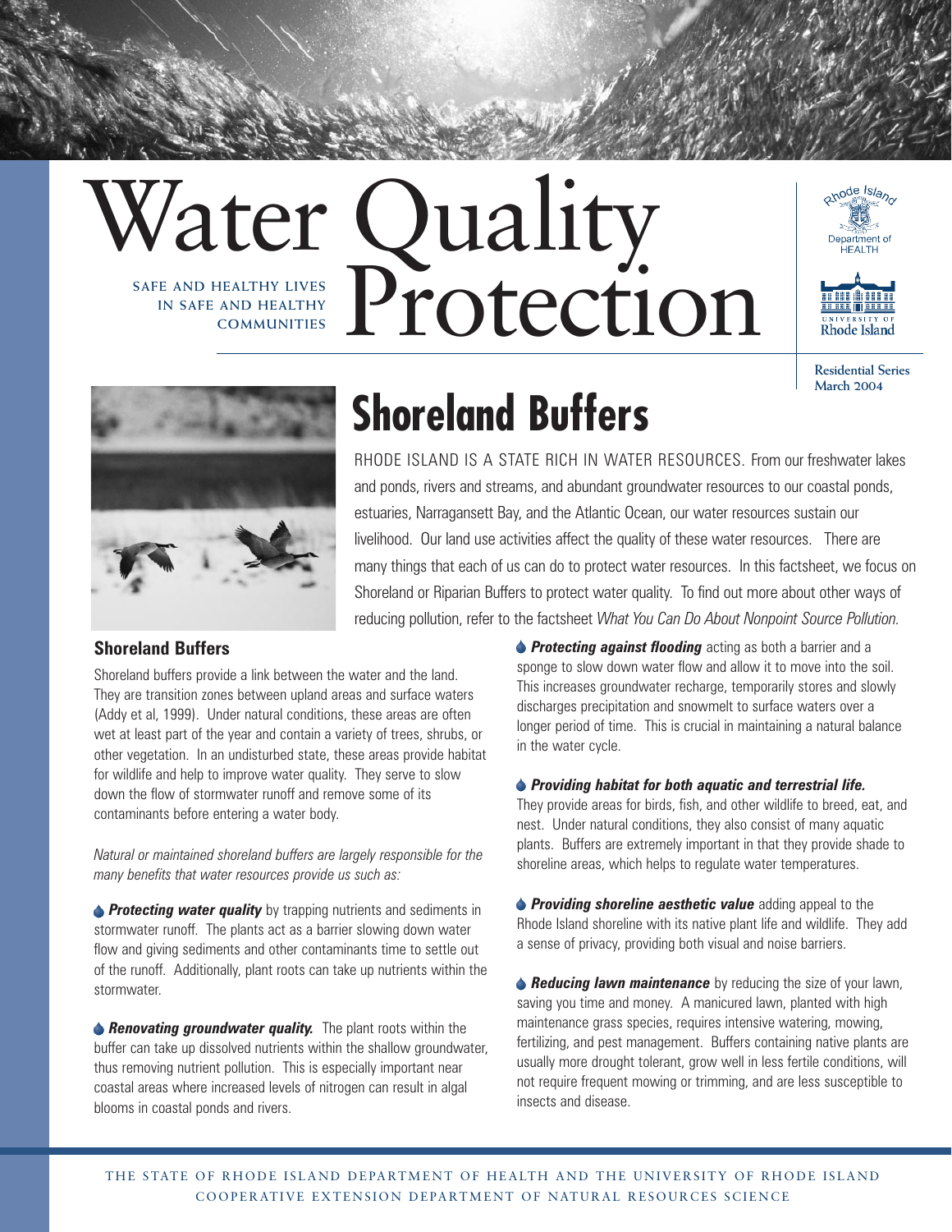# Water Quality Protection

SAFE AND HEALTHY LIVES IN SAFE AND HEALTHY COMMUNITIES

Rhode Island Department of HEALTH

UNIVERSITY OF Rhode Island

Residential Series
March 2004

# Shoreland Buffers

RHODE ISLAND IS A STATE RICH IN WATER RESOURCES. From our freshwater lakes and ponds, rivers and streams, and abundant groundwater resources to our coastal ponds, estuaries, Narragansett Bay, and the Atlantic Ocean, our water resources sustain our livelihood. Our land use activities affect the quality of these water resources. There are many things that each of us can do to protect water resources. In this factsheet, we focus on Shoreland or Riparian Buffers to protect water quality. To find out more about other ways of reducing pollution, refer to the factsheet *What You Can Do About Nonpoint Source Pollution.*

## Shoreland Buffers

Shoreland buffers provide a link between the water and the land. They are transition zones between upland areas and surface waters (Addy et al, 1999). Under natural conditions, these areas are often wet at least part of the year and contain a variety of trees, shrubs, or other vegetation. In an undisturbed state, these areas provide habitat for wildlife and help to improve water quality. They serve to slow down the flow of stormwater runoff and remove some of its contaminants before entering a water body.

*Natural or maintained shoreland buffers are largely responsible for the many benefits that water resources provide us such as:*

- ***Protecting water quality*** by trapping nutrients and sediments in stormwater runoff. The plants act as a barrier slowing down water flow and giving sediments and other contaminants time to settle out of the runoff. Additionally, plant roots can take up nutrients within the stormwater.

- ***Renovating groundwater quality.*** The plant roots within the buffer can take up dissolved nutrients within the shallow groundwater, thus removing nutrient pollution. This is especially important near coastal areas where increased levels of nitrogen can result in algal blooms in coastal ponds and rivers.

- ***Protecting against flooding*** acting as both a barrier and a sponge to slow down water flow and allow it to move into the soil. This increases groundwater recharge, temporarily stores and slowly discharges precipitation and snowmelt to surface waters over a longer period of time. This is crucial in maintaining a natural balance in the water cycle.

- ***Providing habitat for both aquatic and terrestrial life.*** They provide areas for birds, fish, and other wildlife to breed, eat, and nest. Under natural conditions, they also consist of many aquatic plants. Buffers are extremely important in that they provide shade to shoreline areas, which helps to regulate water temperatures.

- ***Providing shoreline aesthetic value*** adding appeal to the Rhode Island shoreline with its native plant life and wildlife. They add a sense of privacy, providing both visual and noise barriers.

- ***Reducing lawn maintenance*** by reducing the size of your lawn, saving you time and money. A manicured lawn, planted with high maintenance grass species, requires intensive watering, mowing, fertilizing, and pest management. Buffers containing native plants are usually more drought tolerant, grow well in less fertile conditions, will not require frequent mowing or trimming, and are less susceptible to insects and disease.

THE STATE OF RHODE ISLAND DEPARTMENT OF HEALTH AND THE UNIVERSITY OF RHODE ISLAND COOPERATIVE EXTENSION DEPARTMENT OF NATURAL RESOURCES SCIENCE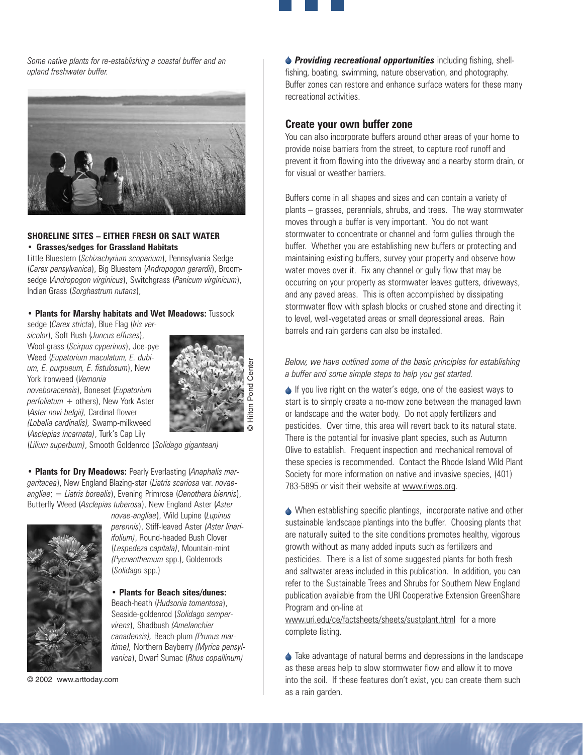*Some native plants for re-establishing a coastal buffer and an upland freshwater buffer.*

**SHORELINE SITES – EITHER FRESH OR SALT WATER**

- **Grasses/sedges for Grassland Habitats**

Little Bluestern (*Schizachyrium scoparium*), Pennsylvania Sedge (*Carex pensylvanica*), Big Bluestem (*Andropogon gerardii*), Broom-sedge (*Andropogon virginicus*), Switchgrass (*Panicum virginicum*), Indian Grass (*Sorghastrum nutans*),

- **Plants for Marshy habitats and Wet Meadows:** Tussock sedge (*Carex stricta*), Blue Flag (*Iris versicolor*), Soft Rush (*Juncus effuses*), Wool-grass (*Scirpus cyperinus*), Joe-pye Weed (*Eupatorium maculatum, E. dubium, E. purpueum, E. fistulosum*), New York Ironweed (*Vernonia noveboracensis*), Boneset (*Eupatorium perfoliatum* + others), New York Aster (*Aster novi-belgii),* Cardinal-flower *(Lobelia cardinalis),* Swamp-milkweed (*Asclepias incarnata)*, Turk's Cap Lily (*Lilium superbum)*, Smooth Goldenrod (*Solidago gigantean)*

© Hilton Pond Center

- **Plants for Dry Meadows:** Pearly Everlasting (*Anaphalis margaritacea*), New England Blazing-star (*Liatris scariosa* var. *novae-angliae*; = *Liatris borealis*), Evening Primrose (*Oenothera biennis*), Butterfly Weed (*Asclepias tuberosa*), New England Aster (*Aster novae-angliae*), Wild Lupine (*Lupinus perennis*), Stiff-leaved Aster *(Aster linariifolium)*, Round-headed Bush Clover (*Lespedeza capitala)*, Mountain-mint *(Pycnanthemum* spp.), Goldenrods (*Solidago* spp.)

- **Plants for Beach sites/dunes:** Beach-heath (*Hudsonia tomentosa*), Seaside-goldenrod (*Solidago sempervirens*), Shadbush *(Amelanchier canadensis),* Beach-plum *(Prunus maritime),* Northern Bayberry *(Myrica pensylvanica*), Dwarf Sumac (*Rhus copallinum)*

© 2002 www.arttoday.com

- ***Providing recreational opportunities*** including fishing, shellfishing, boating, swimming, nature observation, and photography. Buffer zones can restore and enhance surface waters for these many recreational activities.

## Create your own buffer zone

You can also incorporate buffers around other areas of your home to provide noise barriers from the street, to capture roof runoff and prevent it from flowing into the driveway and a nearby storm drain, or for visual or weather barriers.

Buffers come in all shapes and sizes and can contain a variety of plants – grasses, perennials, shrubs, and trees. The way stormwater moves through a buffer is very important. You do not want stormwater to concentrate or channel and form gullies through the buffer. Whether you are establishing new buffers or protecting and maintaining existing buffers, survey your property and observe how water moves over it. Fix any channel or gully flow that may be occurring on your property as stormwater leaves gutters, driveways, and any paved areas. This is often accomplished by dissipating stormwater flow with splash blocks or crushed stone and directing it to level, well-vegetated areas or small depressional areas. Rain barrels and rain gardens can also be installed.

*Below, we have outlined some of the basic principles for establishing a buffer and some simple steps to help you get started.*

- If you live right on the water's edge, one of the easiest ways to start is to simply create a no-mow zone between the managed lawn or landscape and the water body. Do not apply fertilizers and pesticides. Over time, this area will revert back to its natural state. There is the potential for invasive plant species, such as Autumn Olive to establish. Frequent inspection and mechanical removal of these species is recommended. Contact the Rhode Island Wild Plant Society for more information on native and invasive species, (401) 783-5895 or visit their website at www.riwps.org.

- When establishing specific plantings, incorporate native and other sustainable landscape plantings into the buffer. Choosing plants that are naturally suited to the site conditions promotes healthy, vigorous growth without as many added inputs such as fertilizers and pesticides. There is a list of some suggested plants for both fresh and saltwater areas included in this publication. In addition, you can refer to the Sustainable Trees and Shrubs for Southern New England publication available from the URI Cooperative Extension GreenShare Program and on-line at www.uri.edu/ce/factsheets/sheets/sustplant.html for a more complete listing.

- Take advantage of natural berms and depressions in the landscape as these areas help to slow stormwater flow and allow it to move into the soil. If these features don't exist, you can create them such as a rain garden.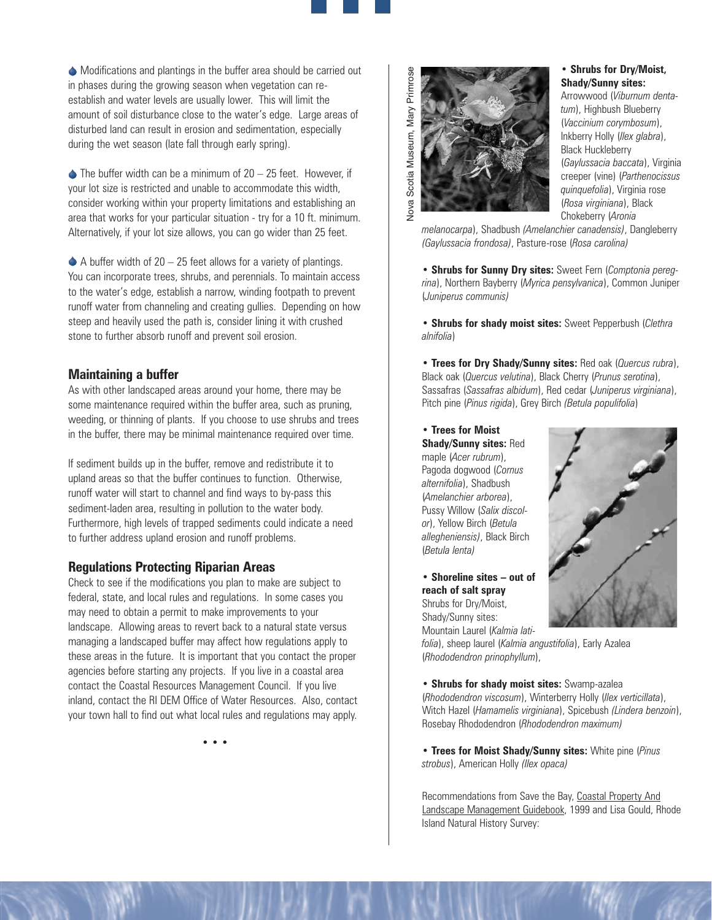Modifications and plantings in the buffer area should be carried out in phases during the growing season when vegetation can re-establish and water levels are usually lower. This will limit the amount of soil disturbance close to the water's edge. Large areas of disturbed land can result in erosion and sedimentation, especially during the wet season (late fall through early spring).

The buffer width can be a minimum of 20 – 25 feet. However, if your lot size is restricted and unable to accommodate this width, consider working within your property limitations and establishing an area that works for your particular situation - try for a 10 ft. minimum. Alternatively, if your lot size allows, you can go wider than 25 feet.

A buffer width of 20 – 25 feet allows for a variety of plantings. You can incorporate trees, shrubs, and perennials. To maintain access to the water's edge, establish a narrow, winding footpath to prevent runoff water from channeling and creating gullies. Depending on how steep and heavily used the path is, consider lining it with crushed stone to further absorb runoff and prevent soil erosion.

## Maintaining a buffer

As with other landscaped areas around your home, there may be some maintenance required within the buffer area, such as pruning, weeding, or thinning of plants. If you choose to use shrubs and trees in the buffer, there may be minimal maintenance required over time.

If sediment builds up in the buffer, remove and redistribute it to upland areas so that the buffer continues to function. Otherwise, runoff water will start to channel and find ways to by-pass this sediment-laden area, resulting in pollution to the water body. Furthermore, high levels of trapped sediments could indicate a need to further address upland erosion and runoff problems.

## Regulations Protecting Riparian Areas

Check to see if the modifications you plan to make are subject to federal, state, and local rules and regulations. In some cases you may need to obtain a permit to make improvements to your landscape. Allowing areas to revert back to a natural state versus managing a landscaped buffer may affect how regulations apply to these areas in the future. It is important that you contact the proper agencies before starting any projects. If you live in a coastal area contact the Coastal Resources Management Council. If you live inland, contact the RI DEM Office of Water Resources. Also, contact your town hall to find out what local rules and regulations may apply.

• • •

Nova Scotia Museum, Mary Primrose

- **Shrubs for Dry/Moist, Shady/Sunny sites:** Arrowwood (*Viburnum dentatum*), Highbush Blueberry (*Vaccinium corymbosum*), Inkberry Holly (*Ilex glabra*), Black Huckleberry (*Gaylussacia baccata*), Virginia creeper (vine) (*Parthenocissus quinquefolia*), Virginia rose (*Rosa virginiana*), Black Chokeberry (*Aronia melanocarpa*), Shadbush *(Amelanchier canadensis)*, Dangleberry *(Gaylussacia frondosa)*, Pasture-rose (*Rosa carolina)*

- **Shrubs for Sunny Dry sites:** Sweet Fern (*Comptonia peregrina*), Northern Bayberry (*Myrica pensylvanica*), Common Juniper (*Juniperus communis)*

- **Shrubs for shady moist sites:** Sweet Pepperbush (*Clethra alnifolia*)

- **Trees for Dry Shady/Sunny sites:** Red oak (*Quercus rubra*), Black oak (*Quercus velutina*), Black Cherry (*Prunus serotina*), Sassafras (*Sassafras albidum*), Red cedar (*Juniperus virginiana*), Pitch pine (*Pinus rigida*), Grey Birch *(Betula populifolia*)

- **Trees for Moist Shady/Sunny sites:** Red maple (*Acer rubrum*), Pagoda dogwood (*Cornus alternifolia*), Shadbush (*Amelanchier arborea*), Pussy Willow (*Salix discolor*), Yellow Birch (*Betula allegheniensis)*, Black Birch (*Betula lenta)*

- **Shoreline sites – out of reach of salt spray**
  Shrubs for Dry/Moist, Shady/Sunny sites: Mountain Laurel (*Kalmia latifolia*), sheep laurel (*Kalmia angustifolia*), Early Azalea (*Rhododendron prinophyllum*),

- **Shrubs for shady moist sites:** Swamp-azalea (*Rhododendron viscosum*), Winterberry Holly (*Ilex verticillata*), Witch Hazel (*Hamamelis virginiana*), Spicebush *(Lindera benzoin*), Rosebay Rhododendron (*Rhododendron maximum)*

- **Trees for Moist Shady/Sunny sites:** White pine (*Pinus strobus*), American Holly *(Ilex opaca)*

Recommendations from Save the Bay, Coastal Property And Landscape Management Guidebook, 1999 and Lisa Gould, Rhode Island Natural History Survey: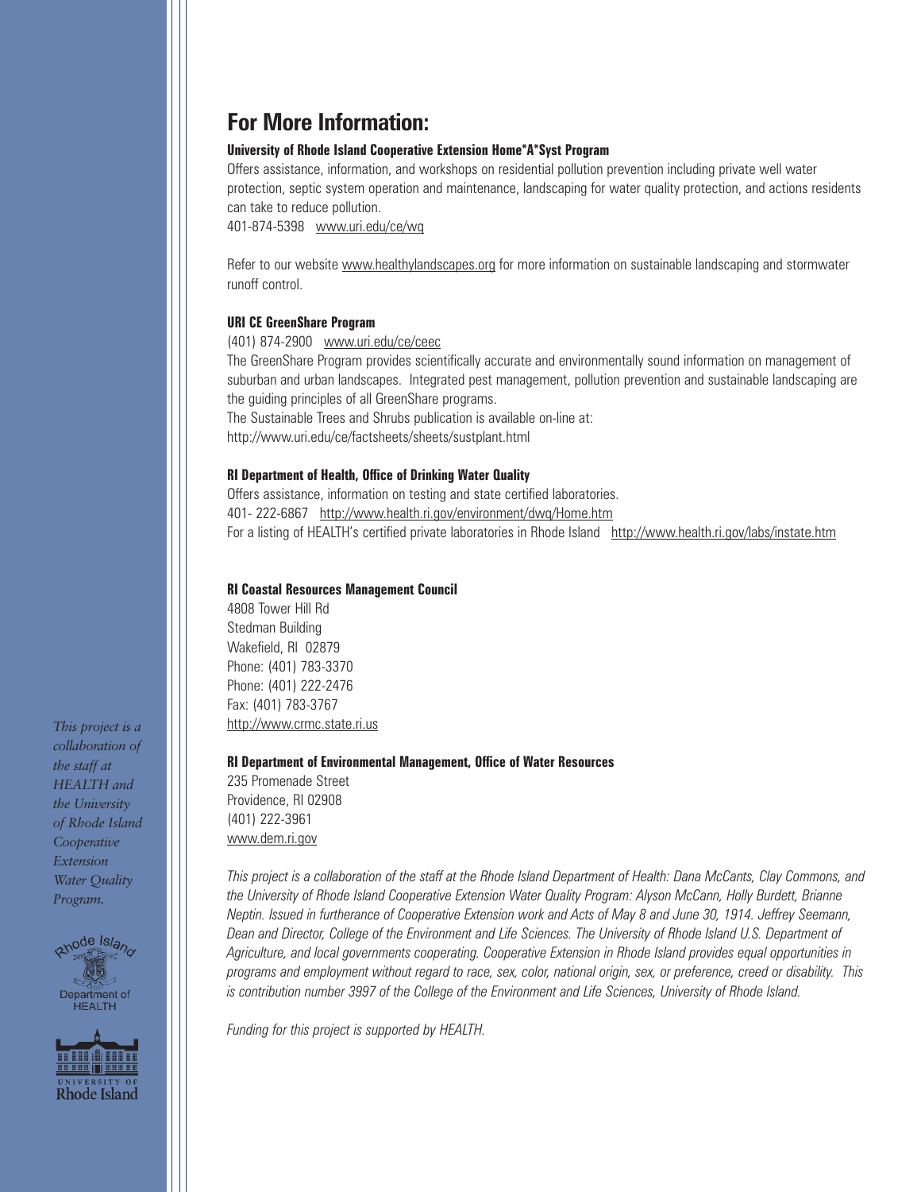## For More Information:

**University of Rhode Island Cooperative Extension Home*A*Syst Program**

Offers assistance, information, and workshops on residential pollution prevention including private well water protection, septic system operation and maintenance, landscaping for water quality protection, and actions residents can take to reduce pollution.

401-874-5398 www.uri.edu/ce/wq

Refer to our website www.healthylandscapes.org for more information on sustainable landscaping and stormwater runoff control.

**URI CE GreenShare Program**

(401) 874-2900 www.uri.edu/ce/ceec

The GreenShare Program provides scientifically accurate and environmentally sound information on management of suburban and urban landscapes. Integrated pest management, pollution prevention and sustainable landscaping are the guiding principles of all GreenShare programs.

The Sustainable Trees and Shrubs publication is available on-line at:
http://www.uri.edu/ce/factsheets/sheets/sustplant.html

**RI Department of Health, Office of Drinking Water Quality**

Offers assistance, information on testing and state certified laboratories.
401- 222-6867 http://www.health.ri.gov/environment/dwq/Home.htm
For a listing of HEALTH's certified private laboratories in Rhode Island http://www.health.ri.gov/labs/instate.htm

**RI Coastal Resources Management Council**

4808 Tower Hill Rd
Stedman Building
Wakefield, RI 02879
Phone: (401) 783-3370
Phone: (401) 222-2476
Fax: (401) 783-3767
http://www.crmc.state.ri.us

**RI Department of Environmental Management, Office of Water Resources**

235 Promenade Street
Providence, RI 02908
(401) 222-3961
www.dem.ri.gov

*This project is a collaboration of the staff at the Rhode Island Department of Health: Dana McCants, Clay Commons, and the University of Rhode Island Cooperative Extension Water Quality Program: Alyson McCann, Holly Burdett, Brianne Neptin. Issued in furtherance of Cooperative Extension work and Acts of May 8 and June 30, 1914. Jeffrey Seemann, Dean and Director, College of the Environment and Life Sciences. The University of Rhode Island U.S. Department of Agriculture, and local governments cooperating. Cooperative Extension in Rhode Island provides equal opportunities in programs and employment without regard to race, sex, color, national origin, sex, or preference, creed or disability. This is contribution number 3997 of the College of the Environment and Life Sciences, University of Rhode Island.*

*Funding for this project is supported by HEALTH.*

*This project is a collaboration of the staff at HEALTH and the University of Rhode Island Cooperative Extension Water Quality Program.*

Rhode Island Department of HEALTH

University of Rhode Island